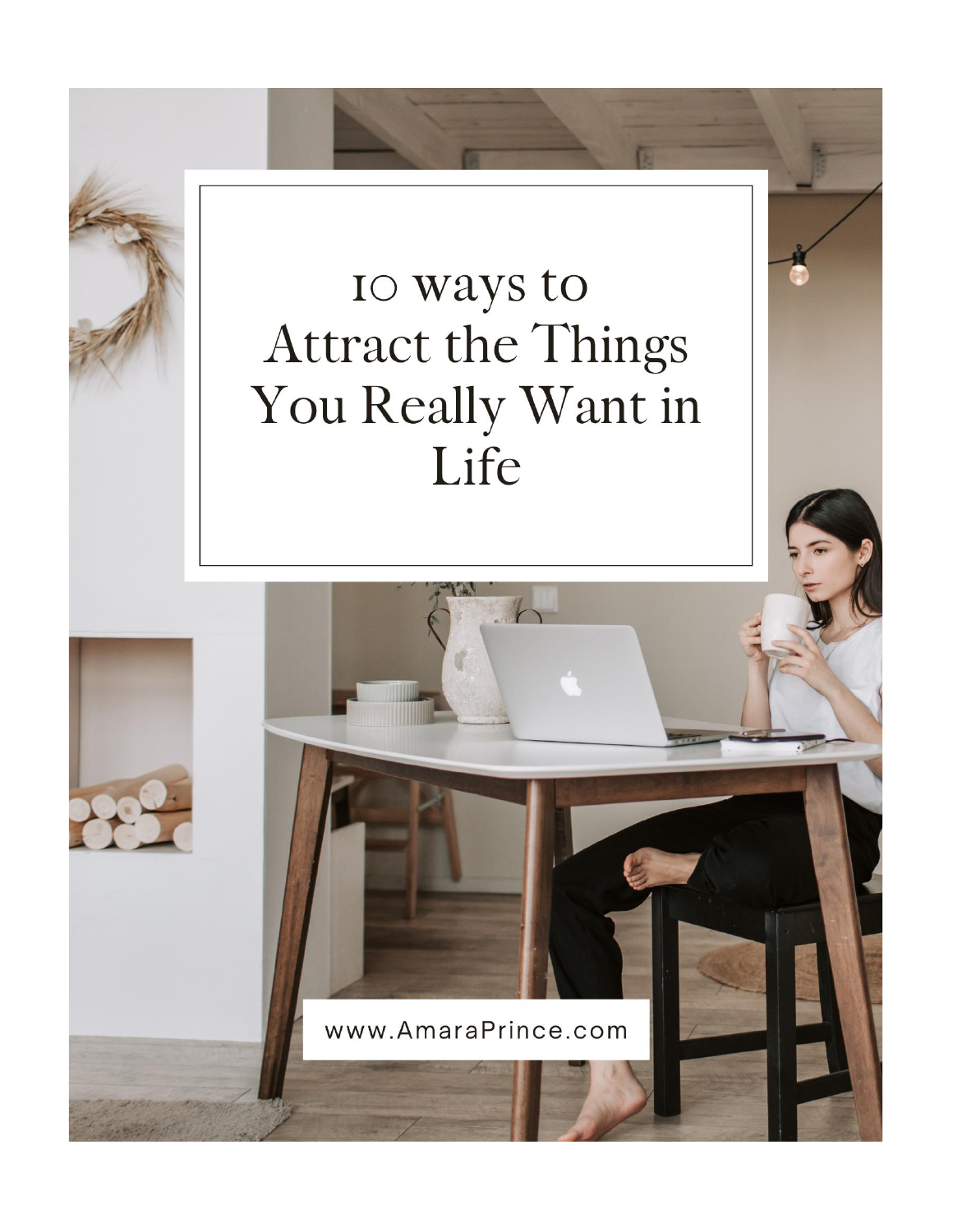# 10 ways to Attract the Things You Really Want in Life

www.AmaraPrince.com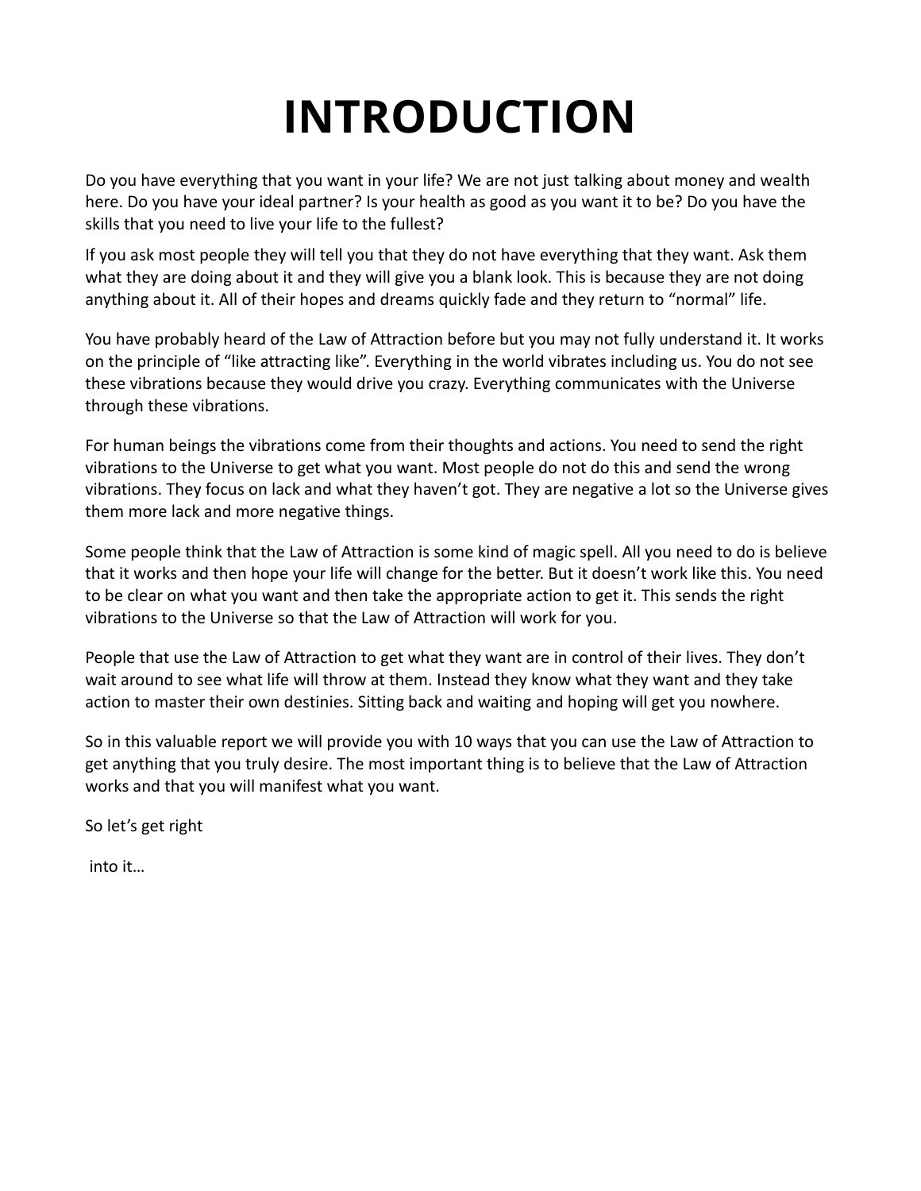# INTRODUCTION

Do you have everything that you want in your life? We are not just talking about money and wealth here. Do you have your ideal partner? Is your health as good as you want it to be? Do you have the skills that you need to live your life to the fullest?

If you ask most people they will tell you that they do not have everything that they want. Ask them what they are doing about it and they will give you a blank look. This is because they are not doing anything about it. All of their hopes and dreams quickly fade and they return to "normal" life.

You have probably heard of the Law of Attraction before but you may not fully understand it. It works on the principle of "like attracting like". Everything in the world vibrates including us. You do not see these vibrations because they would drive you crazy. Everything communicates with the Universe through these vibrations.

For human beings the vibrations come from their thoughts and actions. You need to send the right vibrations to the Universe to get what you want. Most people do not do this and send the wrong vibrations. They focus on lack and what they haven't got. They are negative a lot so the Universe gives them more lack and more negative things.

Some people think that the Law of Attraction is some kind of magic spell. All you need to do is believe that it works and then hope your life will change for the better. But it doesn't work like this. You need to be clear on what you want and then take the appropriate action to get it. This sends the right vibrations to the Universe so that the Law of Attraction will work for you.

People that use the Law of Attraction to get what they want are in control of their lives. They don't wait around to see what life will throw at them. Instead they know what they want and they take action to master their own destinies. Sitting back and waiting and hoping will get you nowhere.

So in this valuable report we will provide you with 10 ways that you can use the Law of Attraction to get anything that you truly desire. The most important thing is to believe that the Law of Attraction works and that you will manifest what you want.

So let's get right

into it…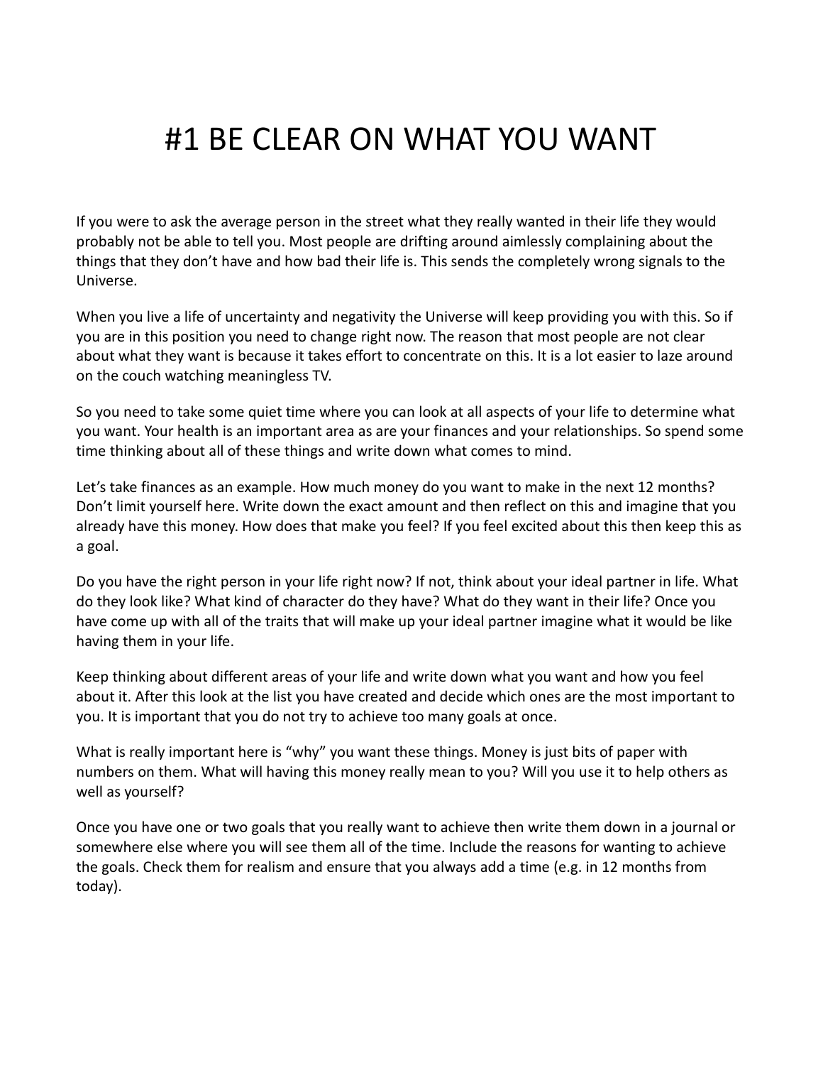# #1 BE CLEAR ON WHAT YOU WANT

If you were to ask the average person in the street what they really wanted in their life they would probably not be able to tell you. Most people are drifting around aimlessly complaining about the things that they don't have and how bad their life is. This sends the completely wrong signals to the Universe.

When you live a life of uncertainty and negativity the Universe will keep providing you with this. So if you are in this position you need to change right now. The reason that most people are not clear about what they want is because it takes effort to concentrate on this. It is a lot easier to laze around on the couch watching meaningless TV.

So you need to take some quiet time where you can look at all aspects of your life to determine what you want. Your health is an important area as are your finances and your relationships. So spend some time thinking about all of these things and write down what comes to mind.

Let's take finances as an example. How much money do you want to make in the next 12 months? Don't limit yourself here. Write down the exact amount and then reflect on this and imagine that you already have this money. How does that make you feel? If you feel excited about this then keep this as a goal.

Do you have the right person in your life right now? If not, think about your ideal partner in life. What do they look like? What kind of character do they have? What do they want in their life? Once you have come up with all of the traits that will make up your ideal partner imagine what it would be like having them in your life.

Keep thinking about different areas of your life and write down what you want and how you feel about it. After this look at the list you have created and decide which ones are the most important to you. It is important that you do not try to achieve too many goals at once.

What is really important here is "why" you want these things. Money is just bits of paper with numbers on them. What will having this money really mean to you? Will you use it to help others as well as yourself?

Once you have one or two goals that you really want to achieve then write them down in a journal or somewhere else where you will see them all of the time. Include the reasons for wanting to achieve the goals. Check them for realism and ensure that you always add a time (e.g. in 12 months from today).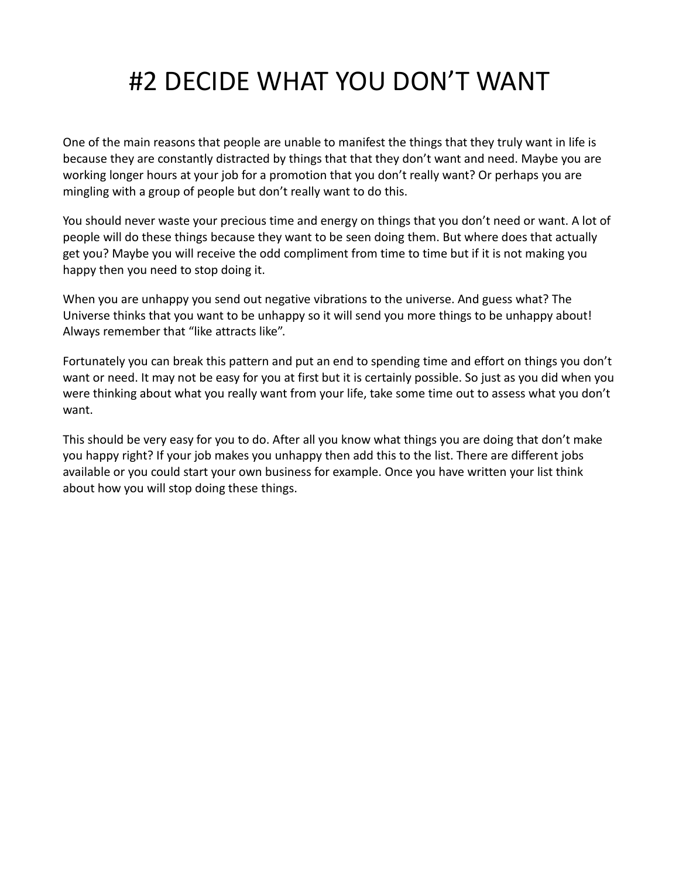# #2 DECIDE WHAT YOU DON'T WANT

One of the main reasons that people are unable to manifest the things that they truly want in life is because they are constantly distracted by things that that they don't want and need. Maybe you are working longer hours at your job for a promotion that you don't really want? Or perhaps you are mingling with a group of people but don't really want to do this.

You should never waste your precious time and energy on things that you don't need or want. A lot of people will do these things because they want to be seen doing them. But where does that actually get you? Maybe you will receive the odd compliment from time to time but if it is not making you happy then you need to stop doing it.

When you are unhappy you send out negative vibrations to the universe. And guess what? The Universe thinks that you want to be unhappy so it will send you more things to be unhappy about! Always remember that "like attracts like".

Fortunately you can break this pattern and put an end to spending time and effort on things you don't want or need. It may not be easy for you at first but it is certainly possible. So just as you did when you were thinking about what you really want from your life, take some time out to assess what you don't want.

This should be very easy for you to do. After all you know what things you are doing that don't make you happy right? If your job makes you unhappy then add this to the list. There are different jobs available or you could start your own business for example. Once you have written your list think about how you will stop doing these things.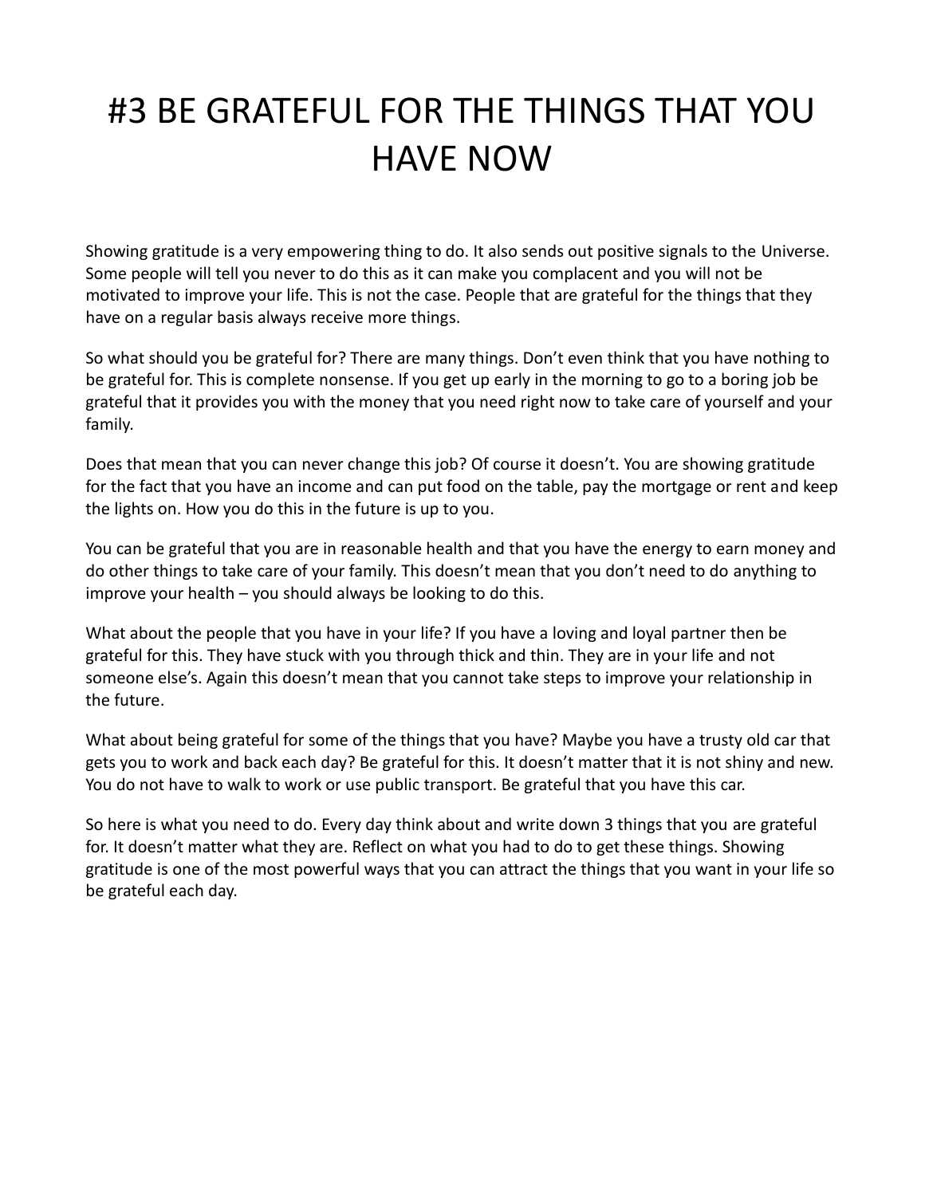# #3 BE GRATEFUL FOR THE THINGS THAT YOU HAVE NOW

Showing gratitude is a very empowering thing to do. It also sends out positive signals to the Universe. Some people will tell you never to do this as it can make you complacent and you will not be motivated to improve your life. This is not the case. People that are grateful for the things that they have on a regular basis always receive more things.

So what should you be grateful for? There are many things. Don't even think that you have nothing to be grateful for. This is complete nonsense. If you get up early in the morning to go to a boring job be grateful that it provides you with the money that you need right now to take care of yourself and your family.

Does that mean that you can never change this job? Of course it doesn't. You are showing gratitude for the fact that you have an income and can put food on the table, pay the mortgage or rent and keep the lights on. How you do this in the future is up to you.

You can be grateful that you are in reasonable health and that you have the energy to earn money and do other things to take care of your family. This doesn't mean that you don't need to do anything to improve your health – you should always be looking to do this.

What about the people that you have in your life? If you have a loving and loyal partner then be grateful for this. They have stuck with you through thick and thin. They are in your life and not someone else's. Again this doesn't mean that you cannot take steps to improve your relationship in the future.

What about being grateful for some of the things that you have? Maybe you have a trusty old car that gets you to work and back each day? Be grateful for this. It doesn't matter that it is not shiny and new. You do not have to walk to work or use public transport. Be grateful that you have this car.

So here is what you need to do. Every day think about and write down 3 things that you are grateful for. It doesn't matter what they are. Reflect on what you had to do to get these things. Showing gratitude is one of the most powerful ways that you can attract the things that you want in your life so be grateful each day.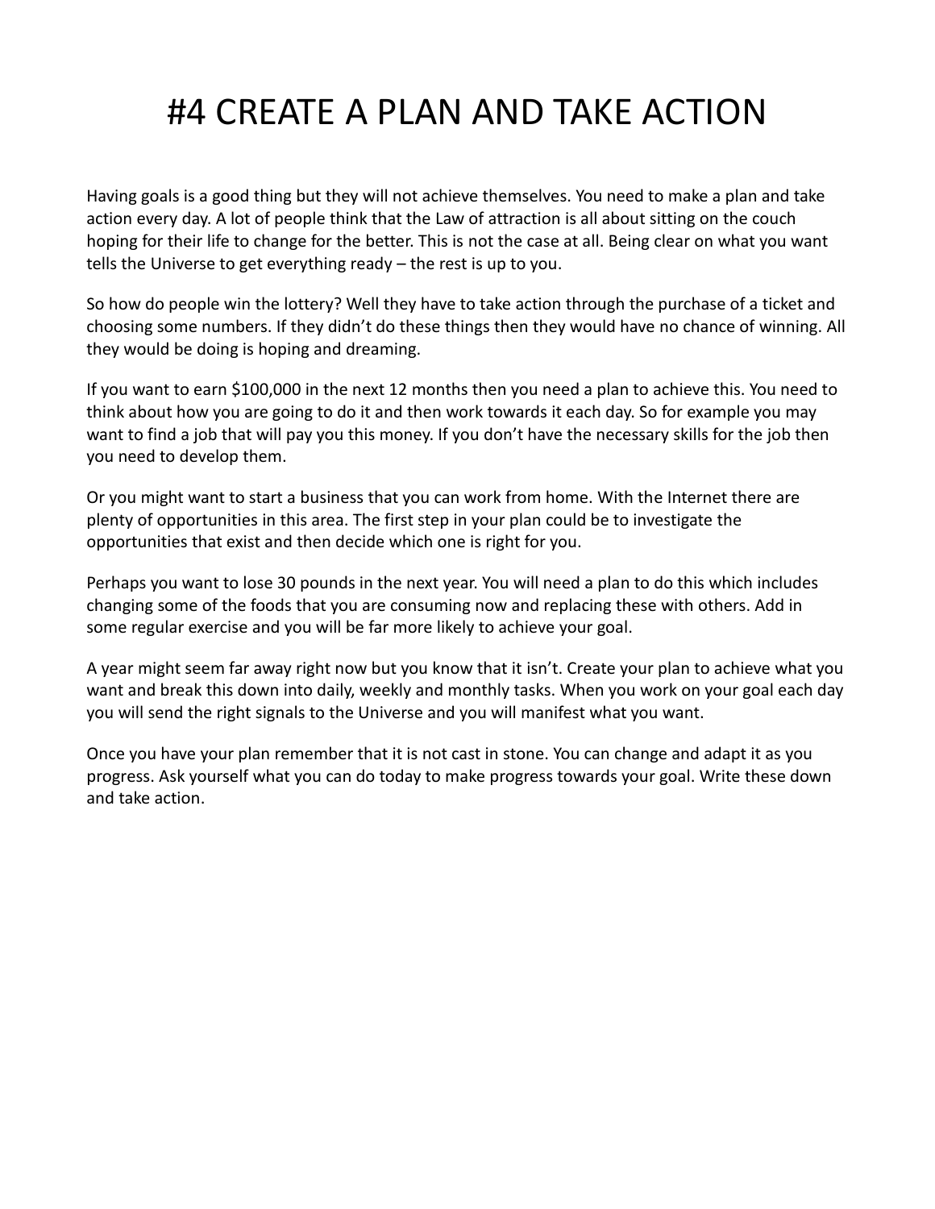# #4 CREATE A PLAN AND TAKE ACTION

Having goals is a good thing but they will not achieve themselves. You need to make a plan and take action every day. A lot of people think that the Law of attraction is all about sitting on the couch hoping for their life to change for the better. This is not the case at all. Being clear on what you want tells the Universe to get everything ready – the rest is up to you.

So how do people win the lottery? Well they have to take action through the purchase of a ticket and choosing some numbers. If they didn't do these things then they would have no chance of winning. All they would be doing is hoping and dreaming.

If you want to earn $100,000 in the next 12 months then you need a plan to achieve this. You need to think about how you are going to do it and then work towards it each day. So for example you may want to find a job that will pay you this money. If you don't have the necessary skills for the job then you need to develop them.

Or you might want to start a business that you can work from home. With the Internet there are plenty of opportunities in this area. The first step in your plan could be to investigate the opportunities that exist and then decide which one is right for you.

Perhaps you want to lose 30 pounds in the next year. You will need a plan to do this which includes changing some of the foods that you are consuming now and replacing these with others. Add in some regular exercise and you will be far more likely to achieve your goal.

A year might seem far away right now but you know that it isn't. Create your plan to achieve what you want and break this down into daily, weekly and monthly tasks. When you work on your goal each day you will send the right signals to the Universe and you will manifest what you want.

Once you have your plan remember that it is not cast in stone. You can change and adapt it as you progress. Ask yourself what you can do today to make progress towards your goal. Write these down and take action.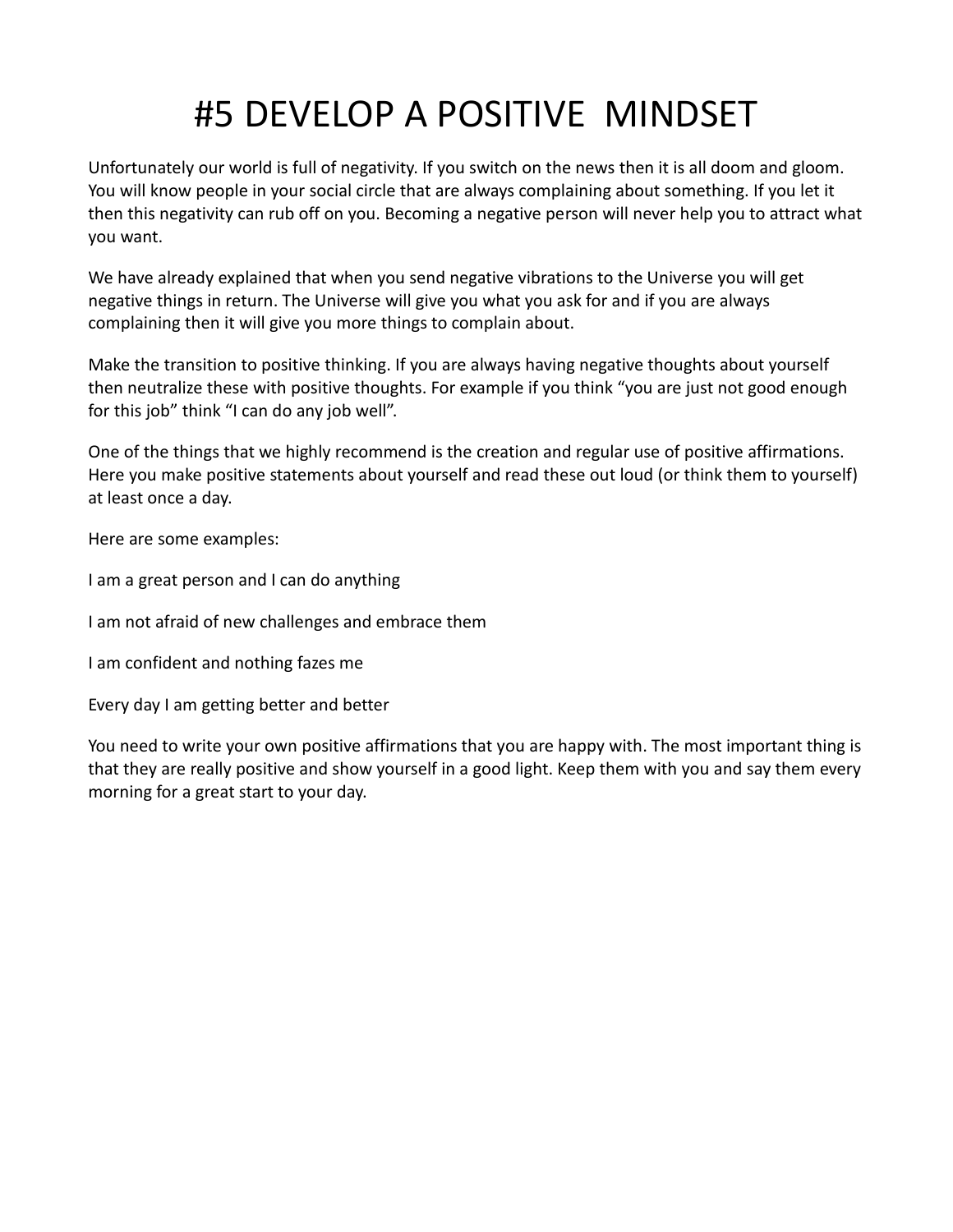# #5 DEVELOP A POSITIVE MINDSET

Unfortunately our world is full of negativity. If you switch on the news then it is all doom and gloom. You will know people in your social circle that are always complaining about something. If you let it then this negativity can rub off on you. Becoming a negative person will never help you to attract what you want.

We have already explained that when you send negative vibrations to the Universe you will get negative things in return. The Universe will give you what you ask for and if you are always complaining then it will give you more things to complain about.

Make the transition to positive thinking. If you are always having negative thoughts about yourself then neutralize these with positive thoughts. For example if you think "you are just not good enough for this job" think "I can do any job well".

One of the things that we highly recommend is the creation and regular use of positive affirmations. Here you make positive statements about yourself and read these out loud (or think them to yourself) at least once a day.

Here are some examples:

I am a great person and I can do anything

I am not afraid of new challenges and embrace them

I am confident and nothing fazes me

Every day I am getting better and better

You need to write your own positive affirmations that you are happy with. The most important thing is that they are really positive and show yourself in a good light. Keep them with you and say them every morning for a great start to your day.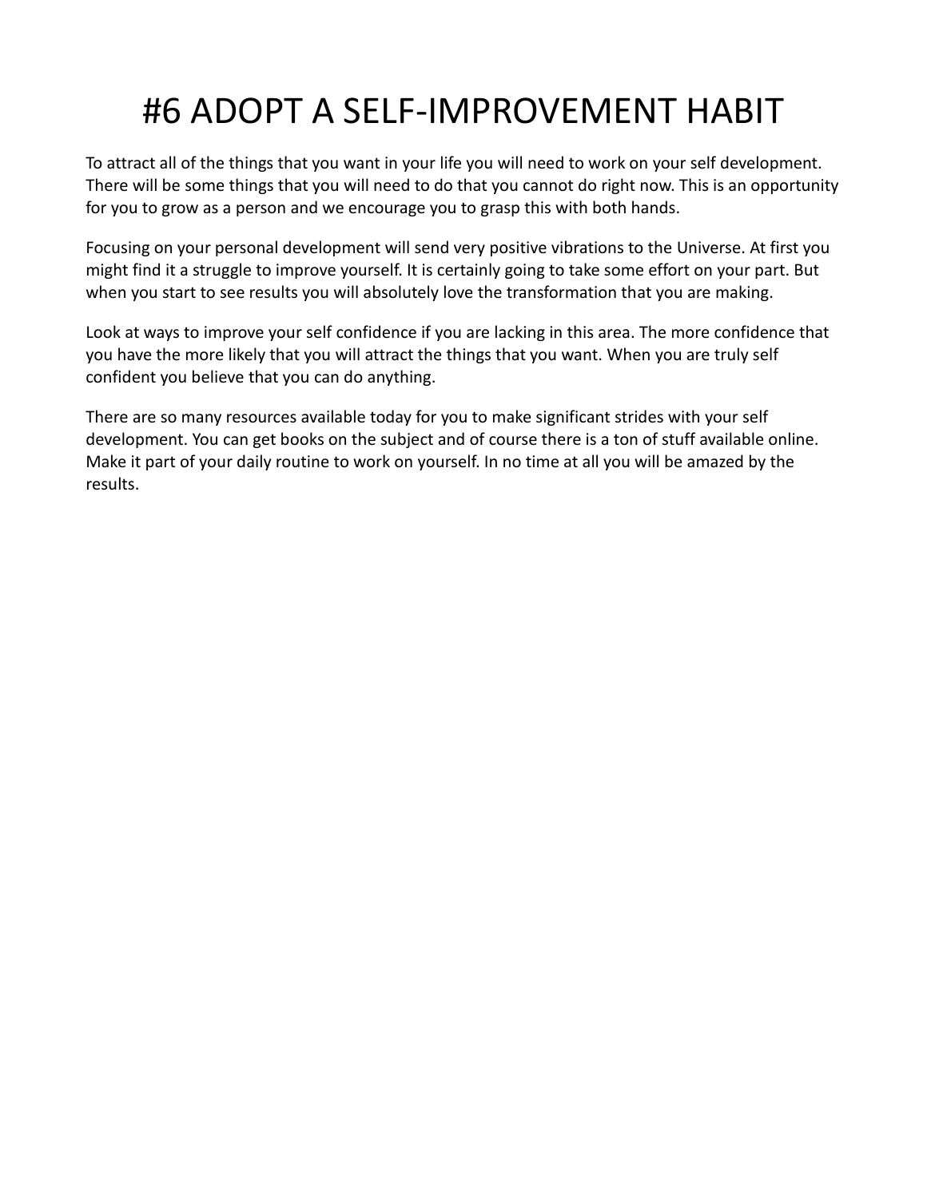# #6 ADOPT A SELF-IMPROVEMENT HABIT

To attract all of the things that you want in your life you will need to work on your self development. There will be some things that you will need to do that you cannot do right now. This is an opportunity for you to grow as a person and we encourage you to grasp this with both hands.

Focusing on your personal development will send very positive vibrations to the Universe. At first you might find it a struggle to improve yourself. It is certainly going to take some effort on your part. But when you start to see results you will absolutely love the transformation that you are making.

Look at ways to improve your self confidence if you are lacking in this area. The more confidence that you have the more likely that you will attract the things that you want. When you are truly self confident you believe that you can do anything.

There are so many resources available today for you to make significant strides with your self development. You can get books on the subject and of course there is a ton of stuff available online. Make it part of your daily routine to work on yourself. In no time at all you will be amazed by the results.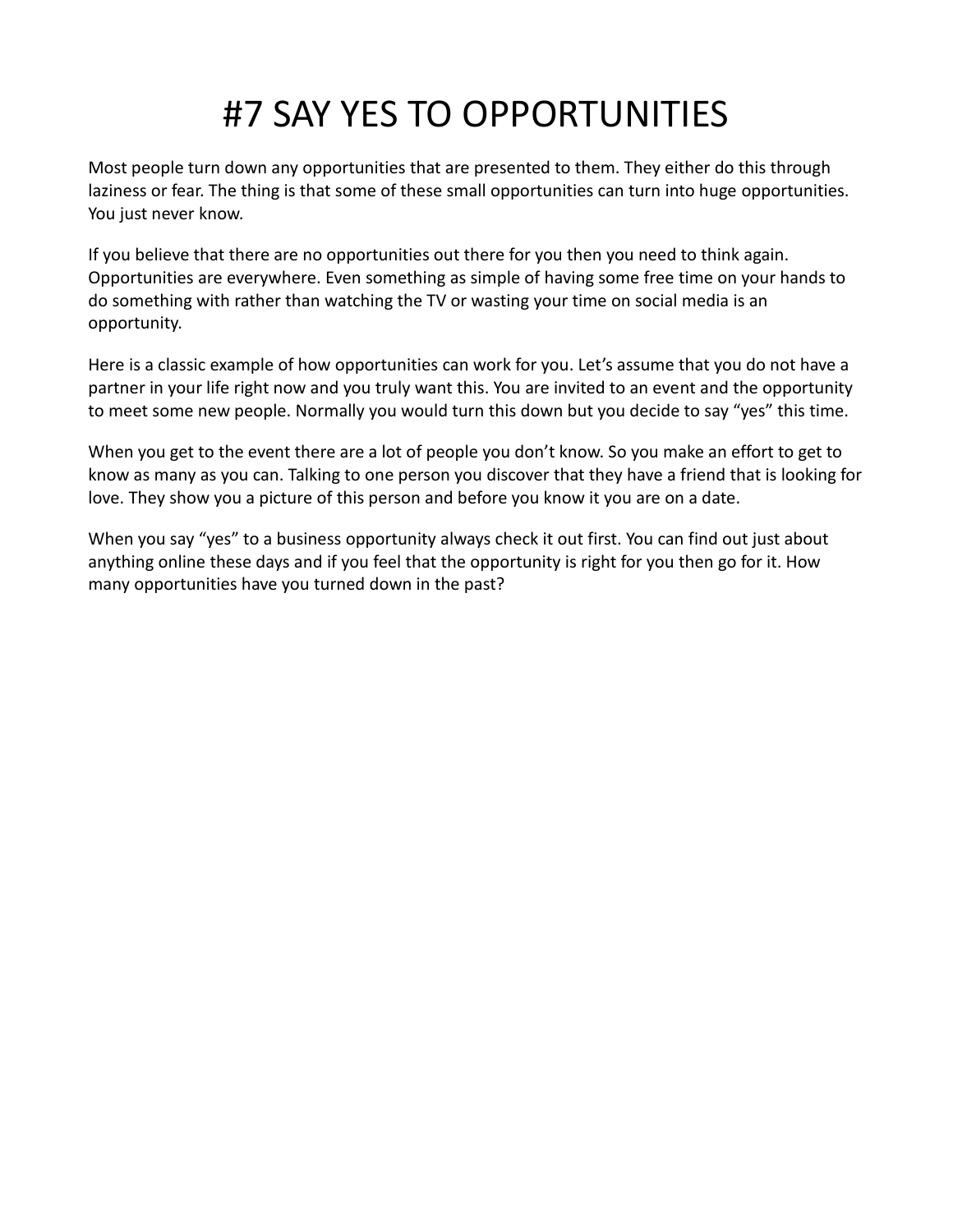# #7 SAY YES TO OPPORTUNITIES

Most people turn down any opportunities that are presented to them. They either do this through laziness or fear. The thing is that some of these small opportunities can turn into huge opportunities. You just never know.

If you believe that there are no opportunities out there for you then you need to think again. Opportunities are everywhere. Even something as simple of having some free time on your hands to do something with rather than watching the TV or wasting your time on social media is an opportunity.

Here is a classic example of how opportunities can work for you. Let's assume that you do not have a partner in your life right now and you truly want this. You are invited to an event and the opportunity to meet some new people. Normally you would turn this down but you decide to say "yes" this time.

When you get to the event there are a lot of people you don't know. So you make an effort to get to know as many as you can. Talking to one person you discover that they have a friend that is looking for love. They show you a picture of this person and before you know it you are on a date.

When you say "yes" to a business opportunity always check it out first. You can find out just about anything online these days and if you feel that the opportunity is right for you then go for it. How many opportunities have you turned down in the past?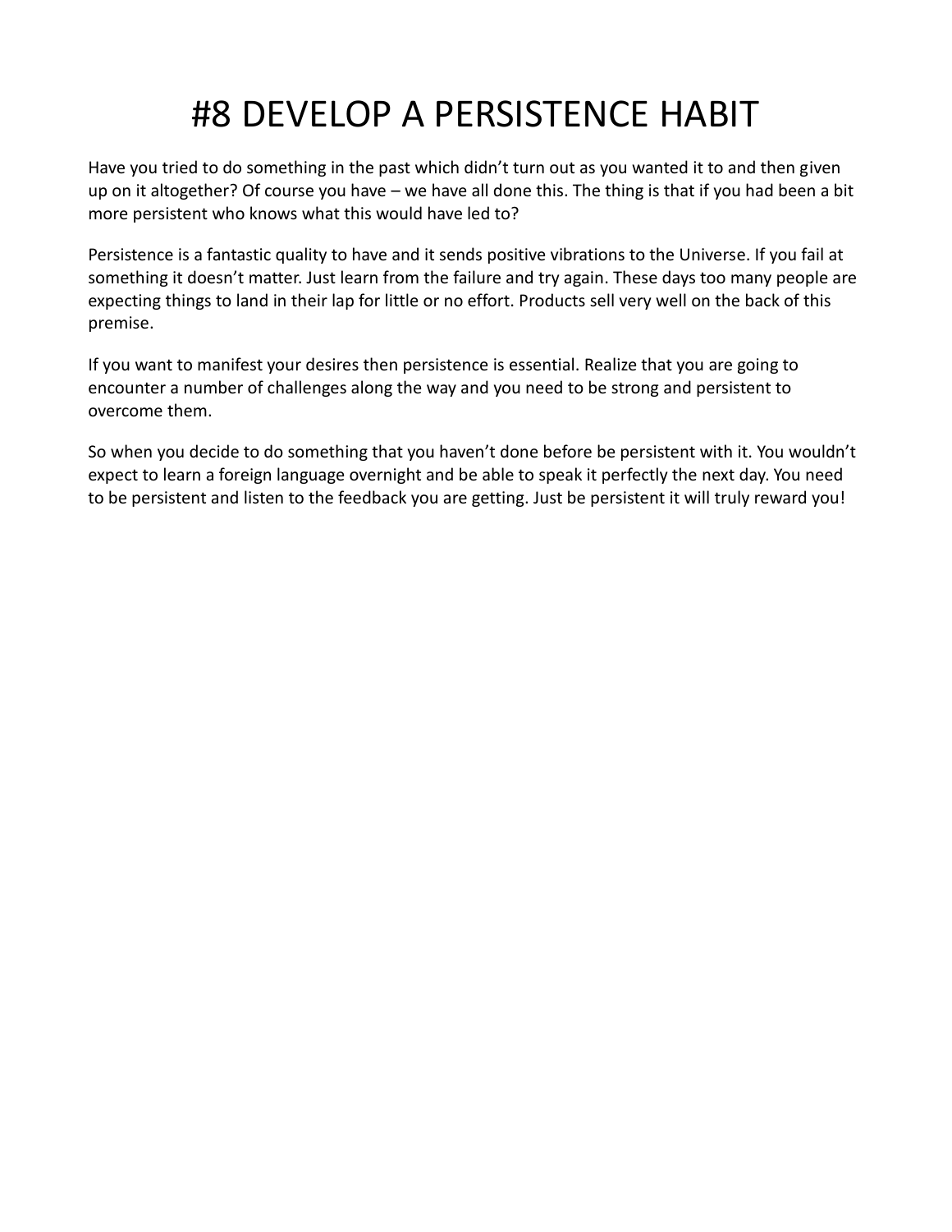# #8 DEVELOP A PERSISTENCE HABIT

Have you tried to do something in the past which didn't turn out as you wanted it to and then given up on it altogether? Of course you have – we have all done this. The thing is that if you had been a bit more persistent who knows what this would have led to?

Persistence is a fantastic quality to have and it sends positive vibrations to the Universe. If you fail at something it doesn't matter. Just learn from the failure and try again. These days too many people are expecting things to land in their lap for little or no effort. Products sell very well on the back of this premise.

If you want to manifest your desires then persistence is essential. Realize that you are going to encounter a number of challenges along the way and you need to be strong and persistent to overcome them.

So when you decide to do something that you haven't done before be persistent with it. You wouldn't expect to learn a foreign language overnight and be able to speak it perfectly the next day. You need to be persistent and listen to the feedback you are getting. Just be persistent it will truly reward you!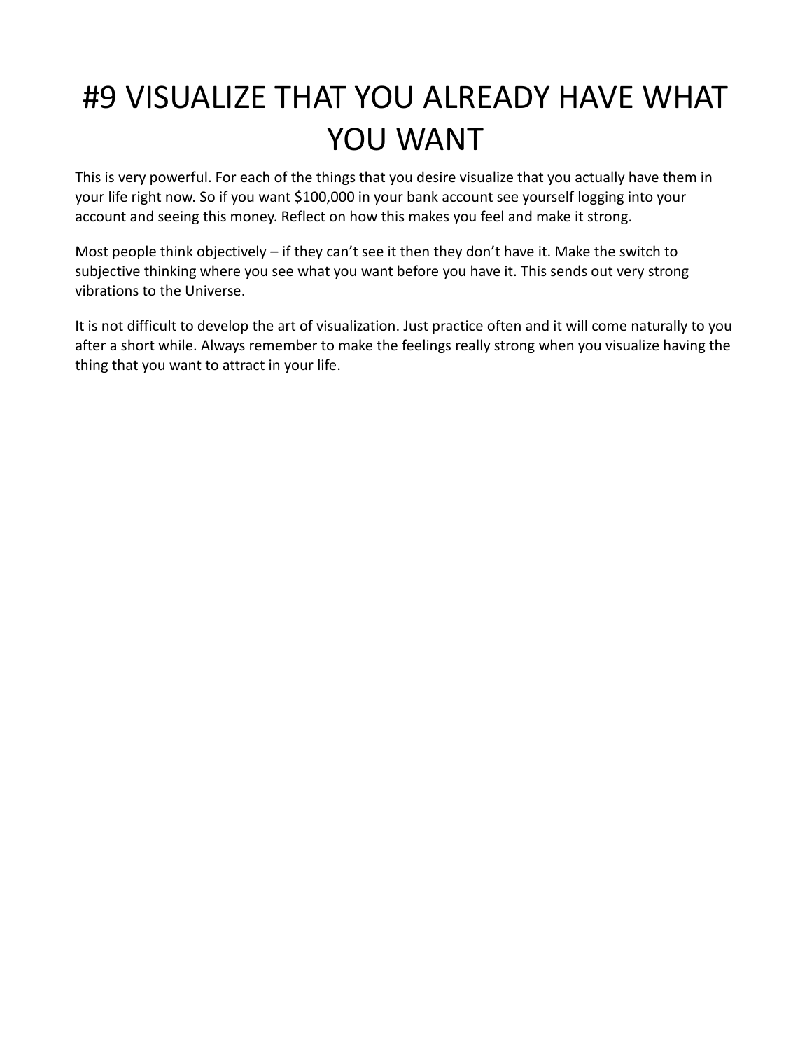# #9 VISUALIZE THAT YOU ALREADY HAVE WHAT YOU WANT

This is very powerful. For each of the things that you desire visualize that you actually have them in your life right now. So if you want $100,000 in your bank account see yourself logging into your account and seeing this money. Reflect on how this makes you feel and make it strong.

Most people think objectively – if they can't see it then they don't have it. Make the switch to subjective thinking where you see what you want before you have it. This sends out very strong vibrations to the Universe.

It is not difficult to develop the art of visualization. Just practice often and it will come naturally to you after a short while. Always remember to make the feelings really strong when you visualize having the thing that you want to attract in your life.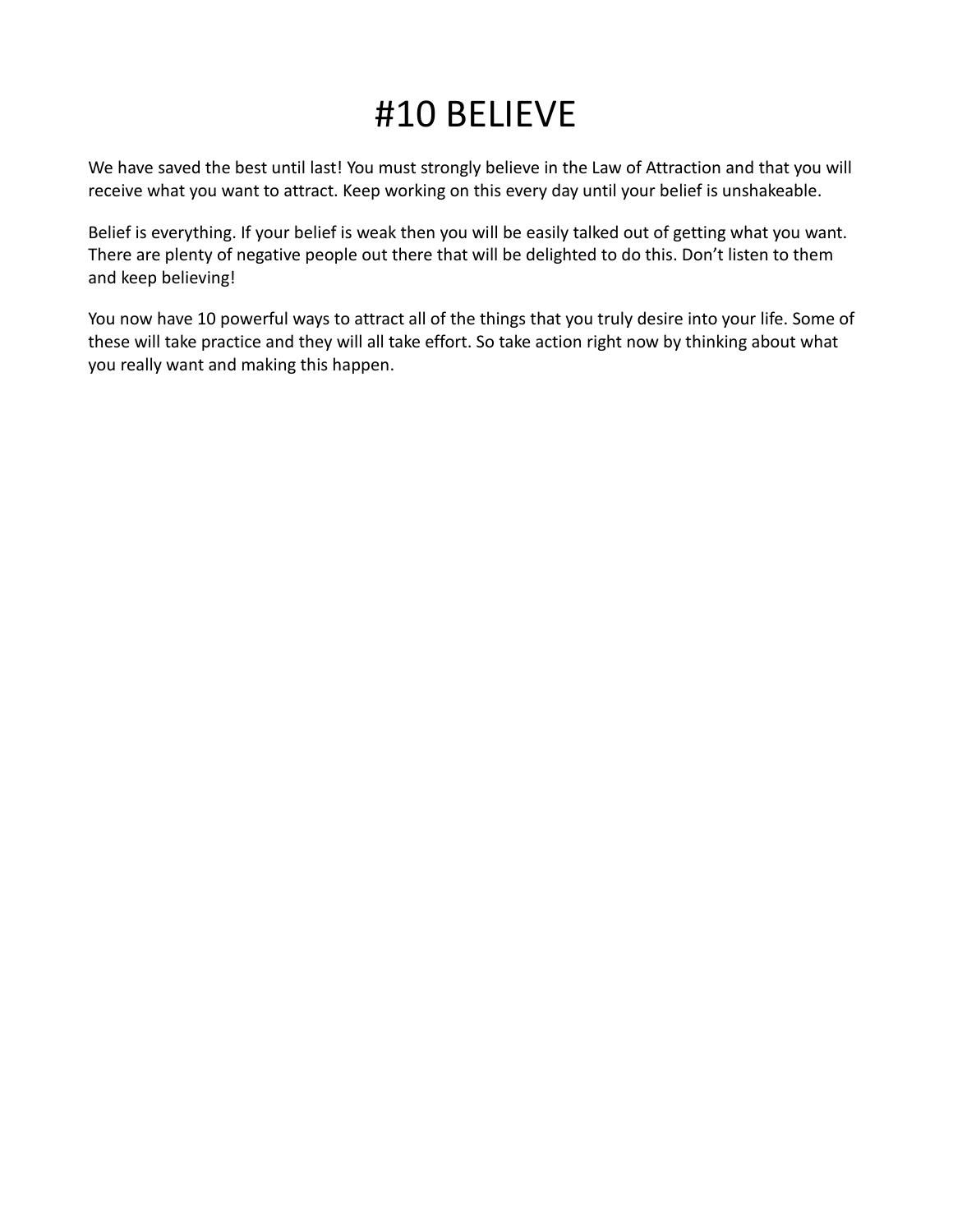# #10 BELIEVE

We have saved the best until last! You must strongly believe in the Law of Attraction and that you will receive what you want to attract. Keep working on this every day until your belief is unshakeable.

Belief is everything. If your belief is weak then you will be easily talked out of getting what you want. There are plenty of negative people out there that will be delighted to do this. Don't listen to them and keep believing!

You now have 10 powerful ways to attract all of the things that you truly desire into your life. Some of these will take practice and they will all take effort. So take action right now by thinking about what you really want and making this happen.